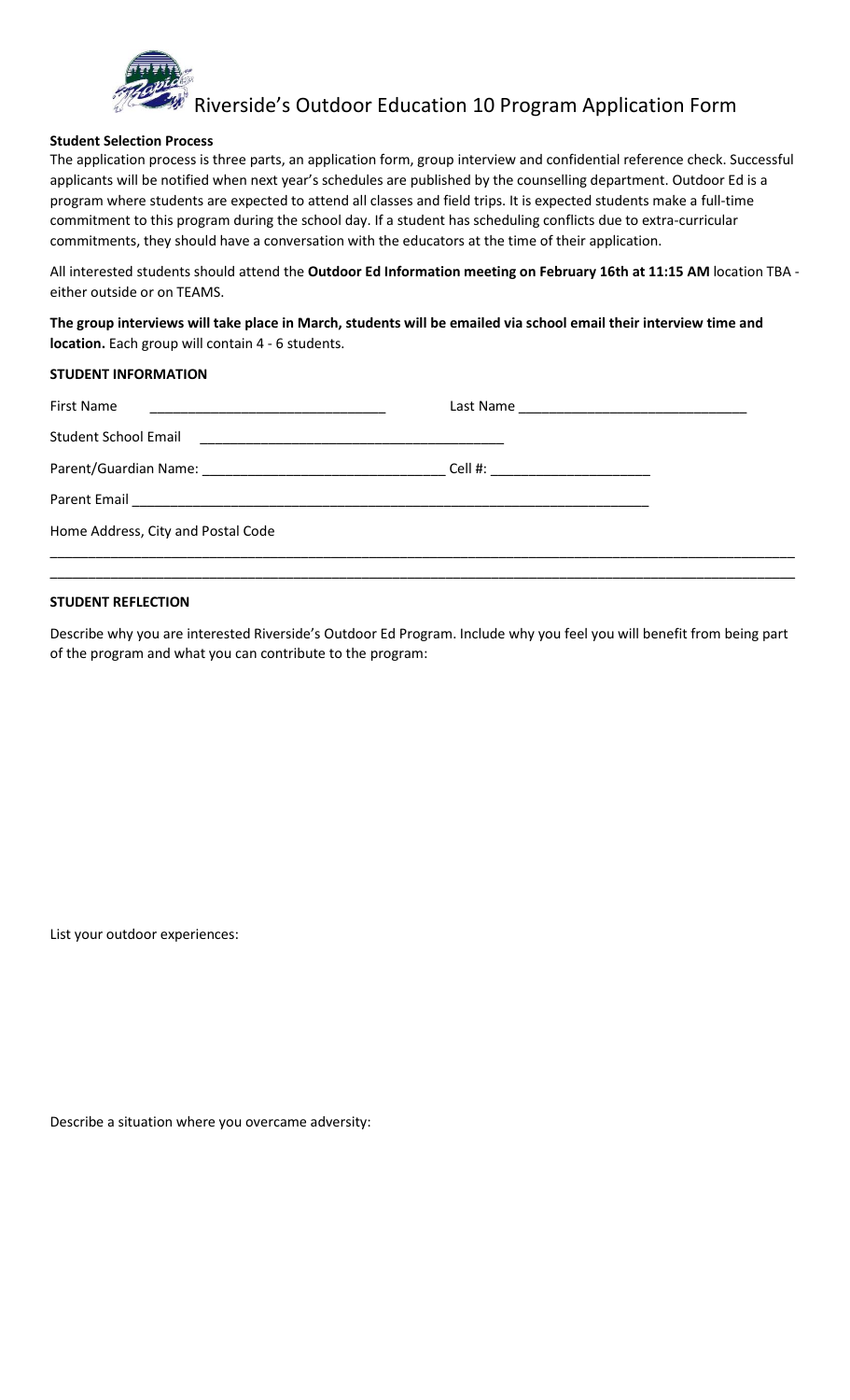# Riverside's Outdoor Education 10 Program Application Form

**Student Selection Process**

The application process is three parts, an application form, group interview and confidential reference check. Successful applicants will be notified when next year's schedules are published by the counselling department. Outdoor Ed is a program where students are expected to attend all classes and field trips. It is expected students make a full-time commitment to this program during the school day. If a student has scheduling conflicts due to extra-curricular commitments, they should have a conversation with the educators at the time of their application.

All interested students should attend the **Outdoor Ed Information meeting on February 16th at 11:15 AM** location TBA - either outside or on TEAMS.

**The group interviews will take place in March, students will be emailed via school email their interview time and location.** Each group will contain 4 - 6 students.

**STUDENT INFORMATION**

First Name ______________________________ Last Name ______________________________

Student School Email ________________________________________

Parent/Guardian Name: ________________________________ Cell #: _____________________

Parent Email ______________________________________________________________________

Home Address, City and Postal Code

______________________________________________________________________________________________________

______________________________________________________________________________________________________

**STUDENT REFLECTION**

Describe why you are interested Riverside's Outdoor Ed Program. Include why you feel you will benefit from being part of the program and what you can contribute to the program:

List your outdoor experiences:

Describe a situation where you overcame adversity: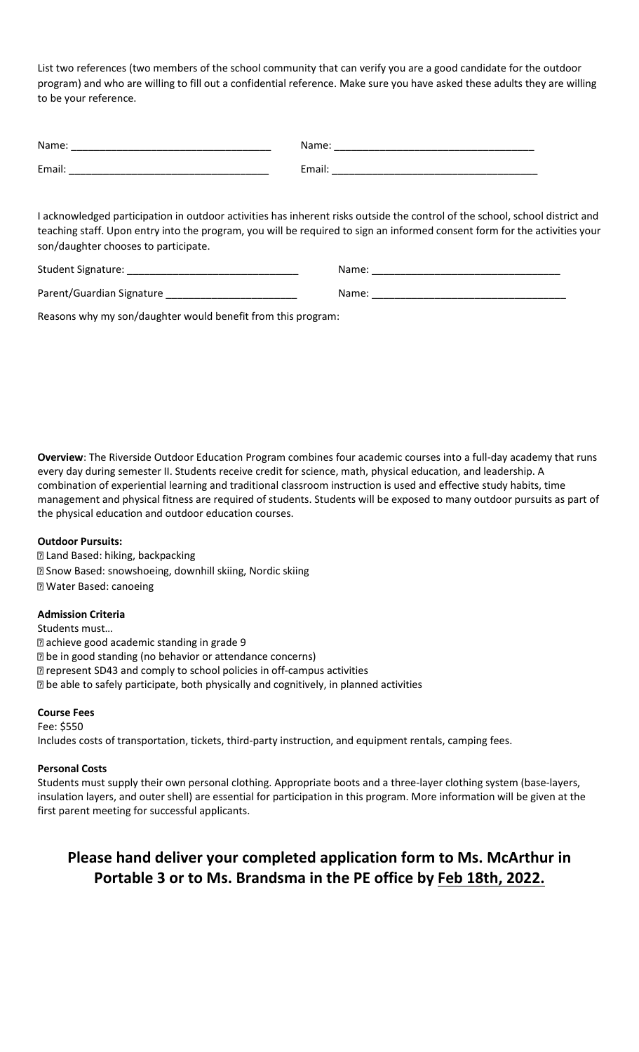List two references (two members of the school community that can verify you are a good candidate for the outdoor program) and who are willing to fill out a confidential reference. Make sure you have asked these adults they are willing to be your reference.

Name: ___________________________________ Name: ___________________________________

Email: ___________________________________ Email: ___________________________________

I acknowledged participation in outdoor activities has inherent risks outside the control of the school, school district and teaching staff. Upon entry into the program, you will be required to sign an informed consent form for the activities your son/daughter chooses to participate.

Student Signature: ______________________________ Name: ________________________________

Parent/Guardian Signature _______________________ Name: _________________________________

Reasons why my son/daughter would benefit from this program:

**Overview**: The Riverside Outdoor Education Program combines four academic courses into a full-day academy that runs every day during semester II. Students receive credit for science, math, physical education, and leadership. A combination of experiential learning and traditional classroom instruction is used and effective study habits, time management and physical fitness are required of students. Students will be exposed to many outdoor pursuits as part of the physical education and outdoor education courses.

**Outdoor Pursuits:**

- Land Based: hiking, backpacking
- Snow Based: snowshoeing, downhill skiing, Nordic skiing
- Water Based: canoeing

**Admission Criteria**

Students must…

- achieve good academic standing in grade 9
- be in good standing (no behavior or attendance concerns)
- represent SD43 and comply to school policies in off-campus activities
- be able to safely participate, both physically and cognitively, in planned activities

**Course Fees**

Fee: $550

Includes costs of transportation, tickets, third-party instruction, and equipment rentals, camping fees.

**Personal Costs**

Students must supply their own personal clothing. Appropriate boots and a three-layer clothing system (base-layers, insulation layers, and outer shell) are essential for participation in this program. More information will be given at the first parent meeting for successful applicants.

## Please hand deliver your completed application form to Ms. McArthur in Portable 3 or to Ms. Brandsma in the PE office by Feb 18th, 2022.